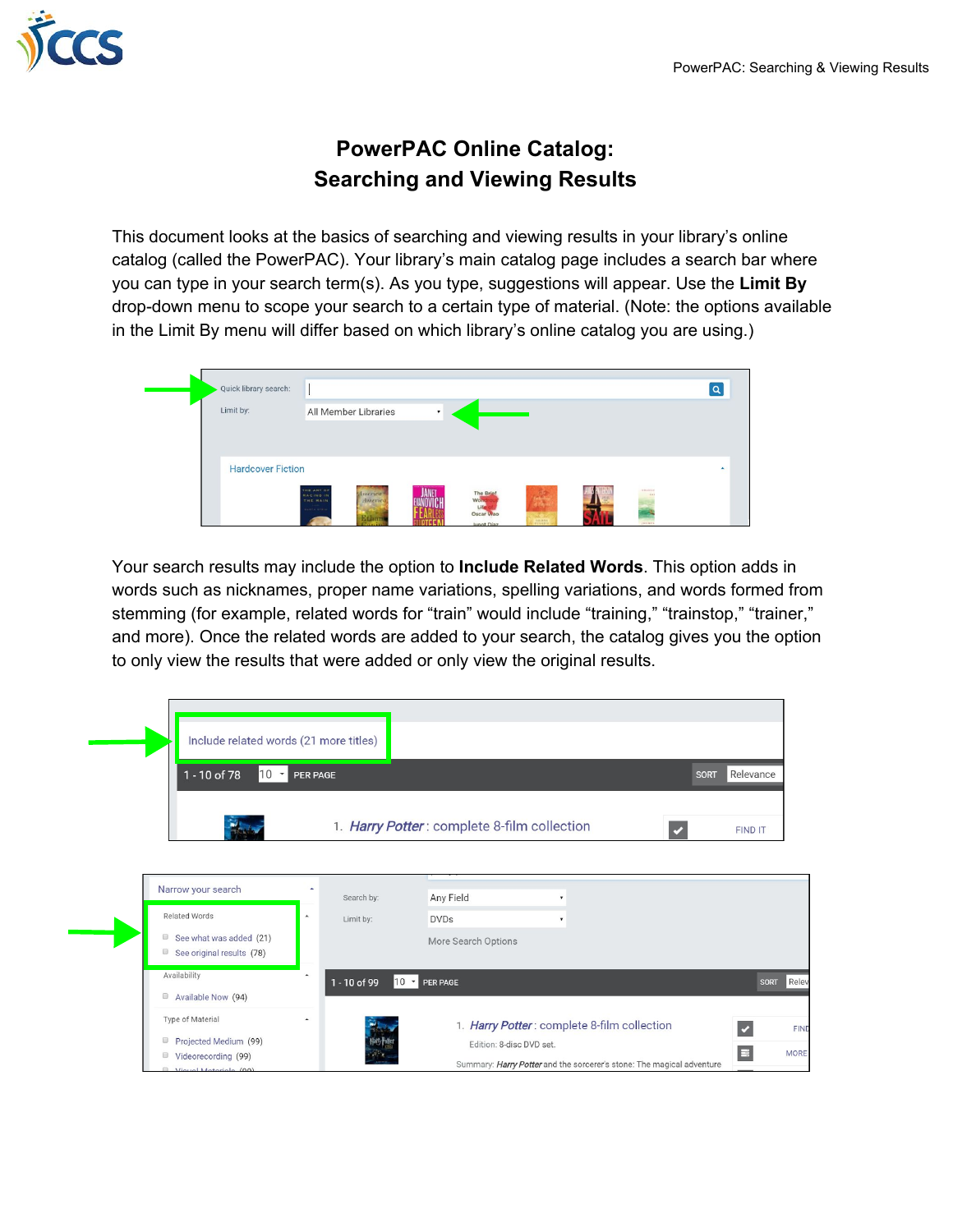# PowerPAC Online Catalog: Searching and Viewing Results

This document looks at the basics of searching and viewing results in your library's online catalog (called the PowerPAC). Your library's main catalog page includes a search bar where you can type in your search term(s). As you type, suggestions will appear. Use the **Limit By** drop-down menu to scope your search to a certain type of material. (Note: the options available in the Limit By menu will differ based on which library's online catalog you are using.)

Your search results may include the option to **Include Related Words**. This option adds in words such as nicknames, proper name variations, spelling variations, and words formed from stemming (for example, related words for "train" would include "training," "trainstop," "trainer," and more). Once the related words are added to your search, the catalog gives you the option to only view the results that were added or only view the original results.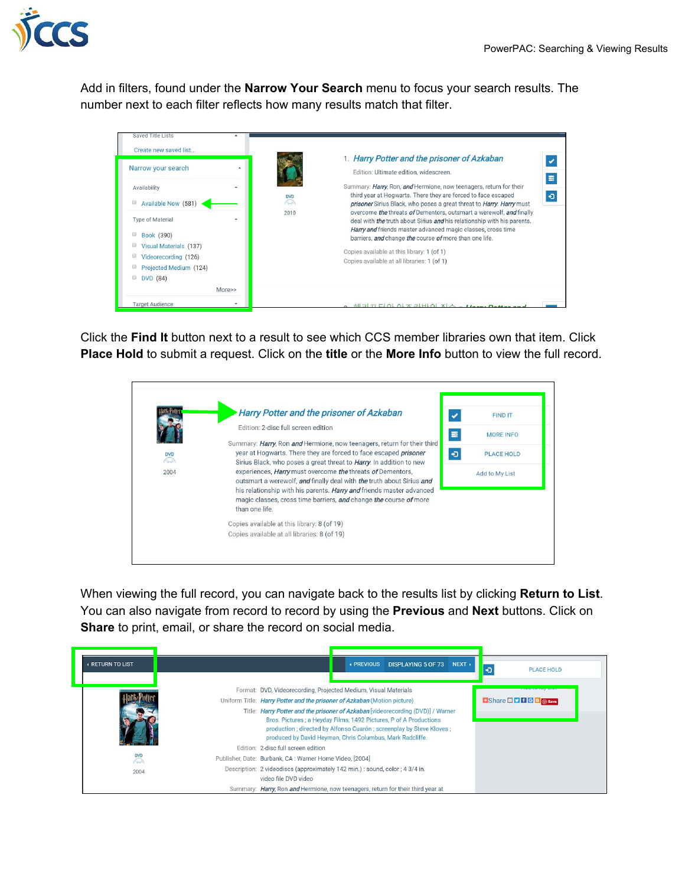Add in filters, found under the **Narrow Your Search** menu to focus your search results. The number next to each filter reflects how many results match that filter.

Click the **Find It** button next to a result to see which CCS member libraries own that item. Click **Place Hold** to submit a request. Click on the **title** or the **More Info** button to view the full record.

When viewing the full record, you can navigate back to the results list by clicking **Return to List**. You can also navigate from record to record by using the **Previous** and **Next** buttons. Click on **Share** to print, email, or share the record on social media.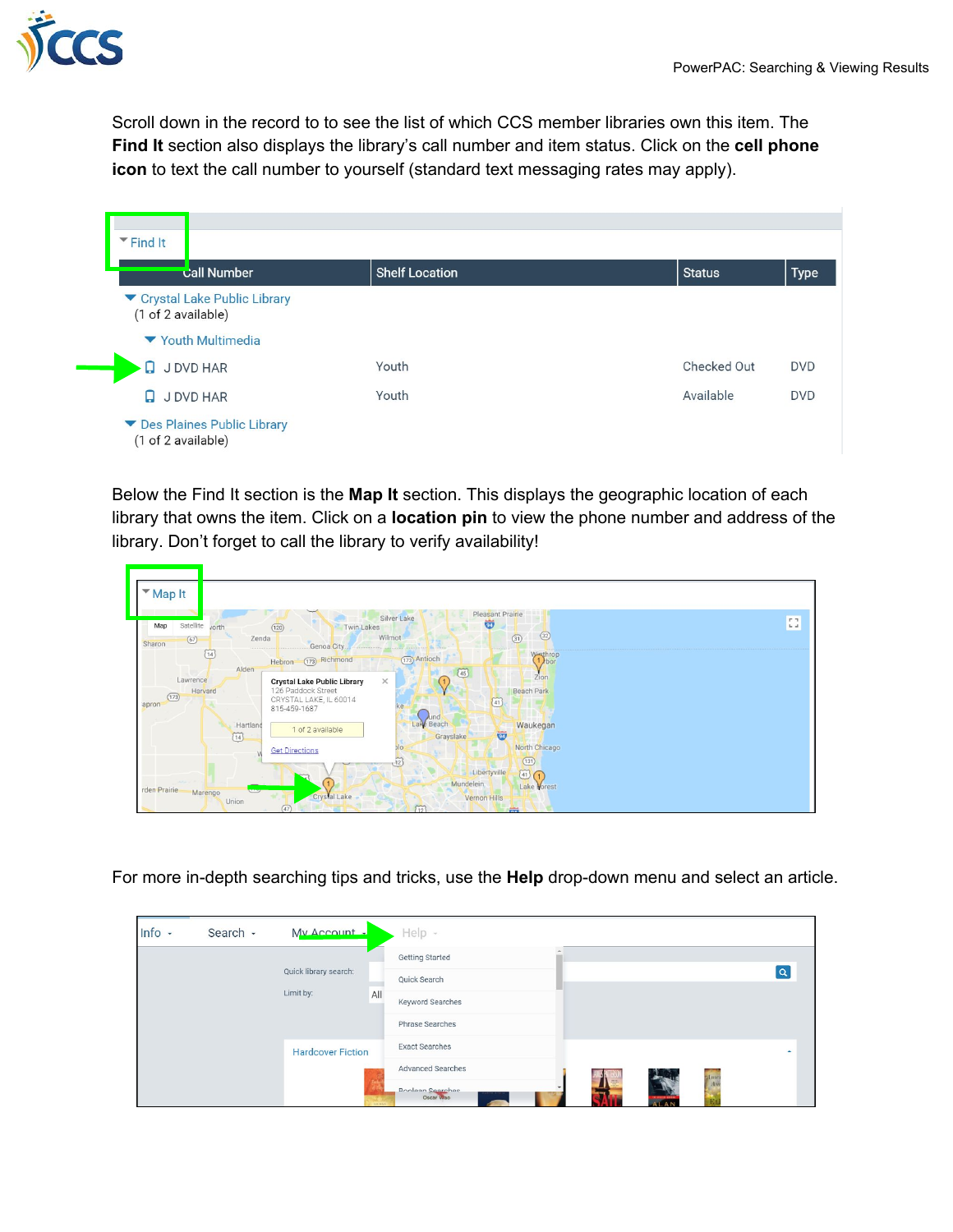Scroll down in the record to to see the list of which CCS member libraries own this item. The **Find It** section also displays the library's call number and item status. Click on the **cell phone icon** to text the call number to yourself (standard text messaging rates may apply).

Below the Find It section is the **Map It** section. This displays the geographic location of each library that owns the item. Click on a **location pin** to view the phone number and address of the library. Don't forget to call the library to verify availability!

For more in-depth searching tips and tricks, use the **Help** drop-down menu and select an article.